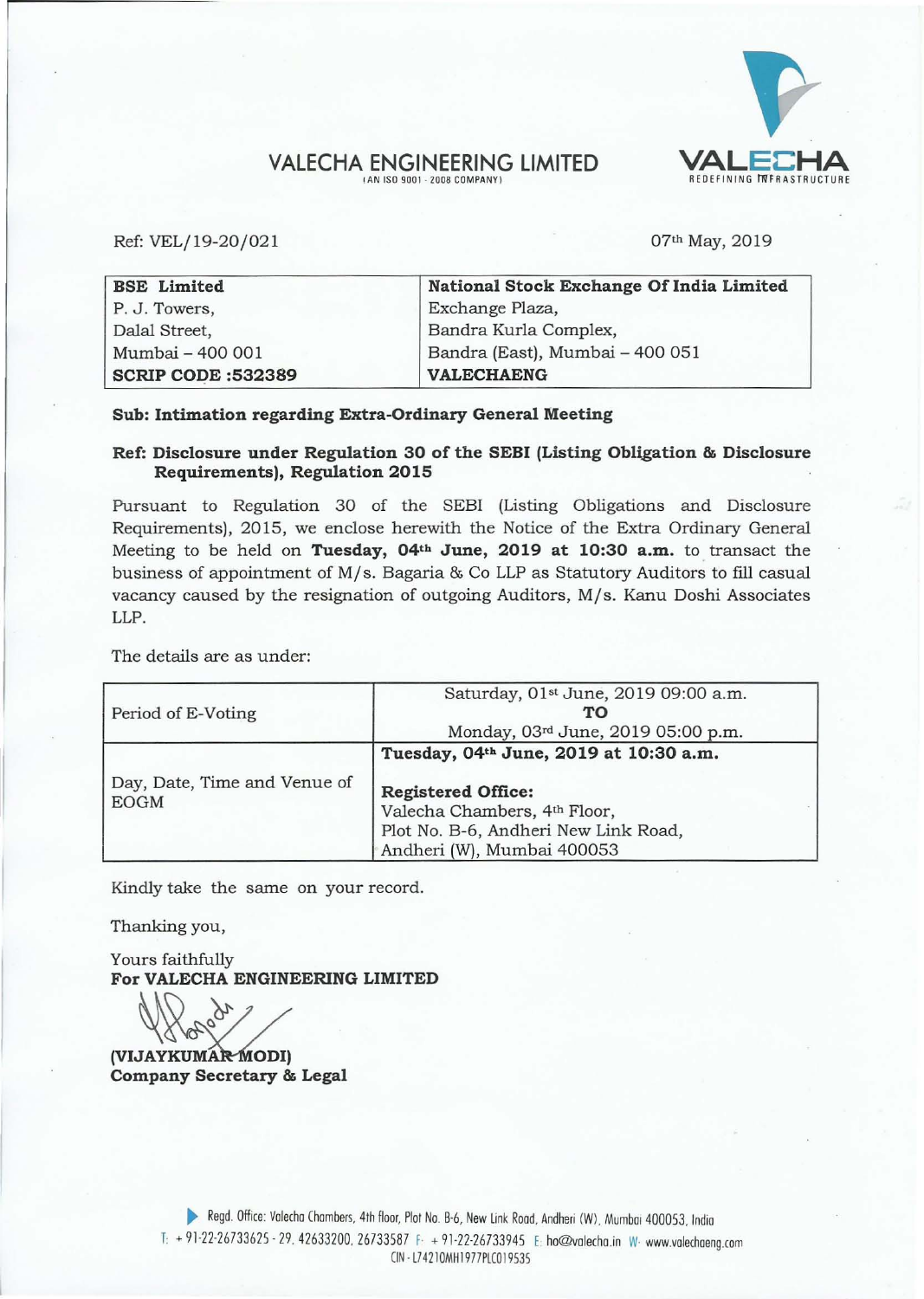# VALECHA ENGINEERING LIMITED

(AN ISO 9001 - 2008 COMPANY)

VALECHA
REDEFINING INFRASTRUCTURE

Ref: VEL/19-20/021

07th May, 2019

| **BSE Limited** | **National Stock Exchange Of India Limited** |
|---|---|
| P. J. Towers, | Exchange Plaza, |
| Dalal Street, | Bandra Kurla Complex, |
| Mumbai – 400 001 | Bandra (East), Mumbai – 400 051 |
| **SCRIP CODE :532389** | **VALECHAENG** |

**Sub: Intimation regarding Extra-Ordinary General Meeting**

**Ref: Disclosure under Regulation 30 of the SEBI (Listing Obligation & Disclosure Requirements), Regulation 2015**

Pursuant to Regulation 30 of the SEBI (Listing Obligations and Disclosure Requirements), 2015, we enclose herewith the Notice of the Extra Ordinary General Meeting to be held on **Tuesday, 04th June, 2019 at 10:30 a.m.** to transact the business of appointment of M/s. Bagaria & Co LLP as Statutory Auditors to fill casual vacancy caused by the resignation of outgoing Auditors, M/s. Kanu Doshi Associates LLP.

The details are as under:

| | |
|---|---|
| Period of E-Voting | Saturday, 01st June, 2019 09:00 a.m. **TO** Monday, 03rd June, 2019 05:00 p.m. |
| Day, Date, Time and Venue of EOGM | **Tuesday, 04th June, 2019 at 10:30 a.m.** <br> **Registered Office:** <br> Valecha Chambers, 4th Floor, <br> Plot No. B-6, Andheri New Link Road, <br> Andheri (W), Mumbai 400053 |

Kindly take the same on your record.

Thanking you,

Yours faithfully
**For VALECHA ENGINEERING LIMITED**

**(VIJAYKUMAR MODI)**
**Company Secretary & Legal**

Regd. Office: Valecha Chambers, 4th floor, Plot No. B-6, New Link Road, Andheri (W), Mumbai 400053, India
T: + 91-22-26733625 - 29, 42633200, 26733587 F: + 91-22-26733945 E: ho@valecha.in W: www.valechaeng.com
CIN - L74210MH1977PLC019535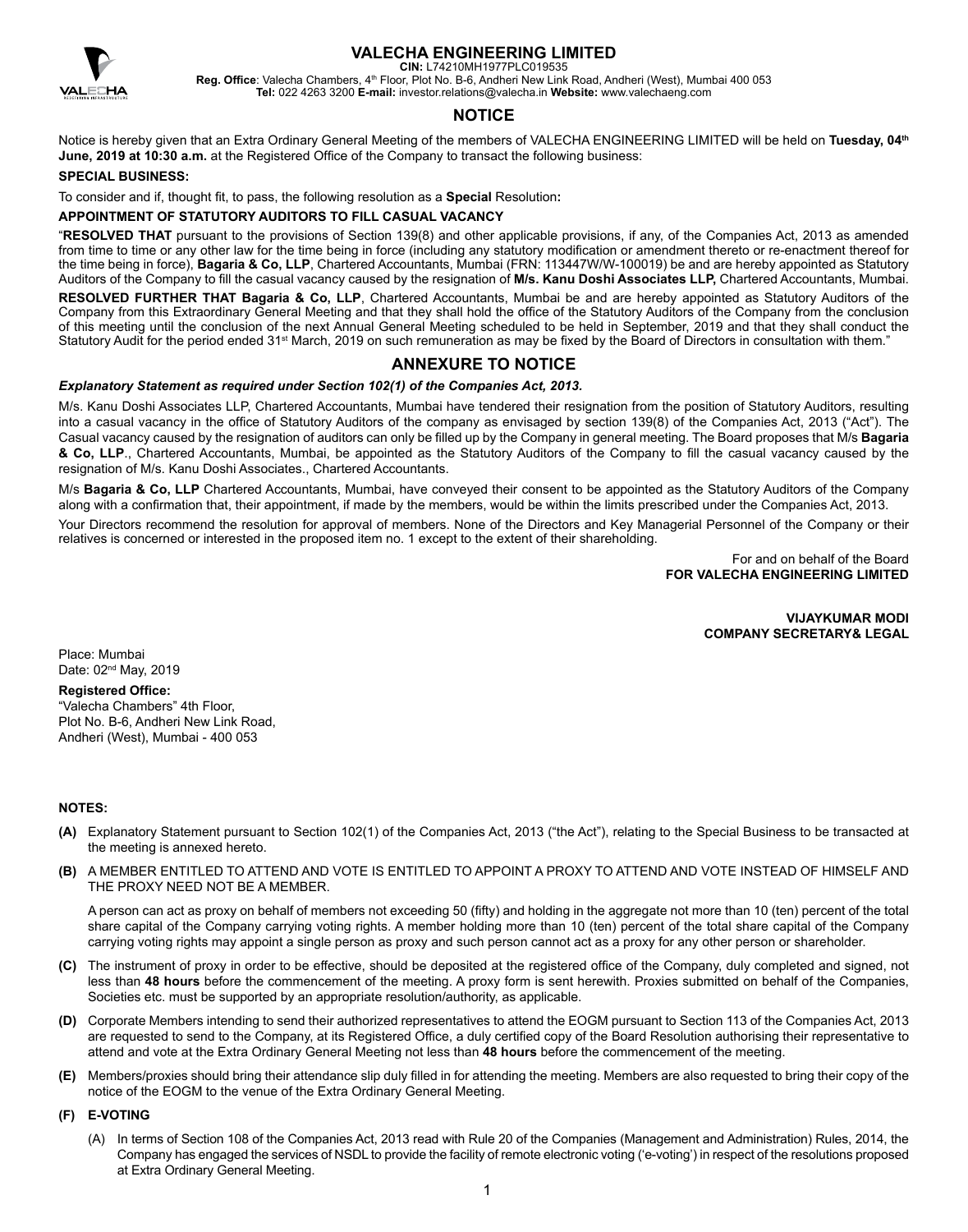# VALECHA ENGINEERING LIMITED

**CIN:** L74210MH1977PLC019535

**Reg. Office**: Valecha Chambers, 4th Floor, Plot No. B-6, Andheri New Link Road, Andheri (West), Mumbai 400 053

**Tel:** 022 4263 3200 **E-mail:** investor.relations@valecha.in **Website:** www.valechaeng.com

## NOTICE

Notice is hereby given that an Extra Ordinary General Meeting of the members of VALECHA ENGINEERING LIMITED will be held on **Tuesday, 04th June, 2019 at 10:30 a.m.** at the Registered Office of the Company to transact the following business:

**SPECIAL BUSINESS:**

To consider and if, thought fit, to pass, the following resolution as a **Special** Resolution**:**

**APPOINTMENT OF STATUTORY AUDITORS TO FILL CASUAL VACANCY**

"**RESOLVED THAT** pursuant to the provisions of Section 139(8) and other applicable provisions, if any, of the Companies Act, 2013 as amended from time to time or any other law for the time being in force (including any statutory modification or amendment thereto or re-enactment thereof for the time being in force), **Bagaria & Co, LLP**, Chartered Accountants, Mumbai (FRN: 113447W/W-100019) be and are hereby appointed as Statutory Auditors of the Company to fill the casual vacancy caused by the resignation of **M/s. Kanu Doshi Associates LLP,** Chartered Accountants, Mumbai.

**RESOLVED FURTHER THAT Bagaria & Co, LLP**, Chartered Accountants, Mumbai be and are hereby appointed as Statutory Auditors of the Company from this Extraordinary General Meeting and that they shall hold the office of the Statutory Auditors of the Company from the conclusion of this meeting until the conclusion of the next Annual General Meeting scheduled to be held in September, 2019 and that they shall conduct the Statutory Audit for the period ended 31st March, 2019 on such remuneration as may be fixed by the Board of Directors in consultation with them."

## ANNEXURE TO NOTICE

***Explanatory Statement as required under Section 102(1) of the Companies Act, 2013.***

M/s. Kanu Doshi Associates LLP, Chartered Accountants, Mumbai have tendered their resignation from the position of Statutory Auditors, resulting into a casual vacancy in the office of Statutory Auditors of the company as envisaged by section 139(8) of the Companies Act, 2013 ("Act"). The Casual vacancy caused by the resignation of auditors can only be filled up by the Company in general meeting. The Board proposes that M/s **Bagaria & Co, LLP**., Chartered Accountants, Mumbai, be appointed as the Statutory Auditors of the Company to fill the casual vacancy caused by the resignation of M/s. Kanu Doshi Associates., Chartered Accountants.

M/s **Bagaria & Co, LLP** Chartered Accountants, Mumbai, have conveyed their consent to be appointed as the Statutory Auditors of the Company along with a confirmation that, their appointment, if made by the members, would be within the limits prescribed under the Companies Act, 2013.

Your Directors recommend the resolution for approval of members. None of the Directors and Key Managerial Personnel of the Company or their relatives is concerned or interested in the proposed item no. 1 except to the extent of their shareholding.

For and on behalf of the Board
**FOR VALECHA ENGINEERING LIMITED**

**VIJAYKUMAR MODI**
**COMPANY SECRETARY& LEGAL**

Place: Mumbai
Date: 02nd May, 2019

**Registered Office:**
"Valecha Chambers" 4th Floor,
Plot No. B-6, Andheri New Link Road,
Andheri (West), Mumbai - 400 053

**NOTES:**

**(A)** Explanatory Statement pursuant to Section 102(1) of the Companies Act, 2013 ("the Act"), relating to the Special Business to be transacted at the meeting is annexed hereto.

**(B)** A MEMBER ENTITLED TO ATTEND AND VOTE IS ENTITLED TO APPOINT A PROXY TO ATTEND AND VOTE INSTEAD OF HIMSELF AND THE PROXY NEED NOT BE A MEMBER.

A person can act as proxy on behalf of members not exceeding 50 (fifty) and holding in the aggregate not more than 10 (ten) percent of the total share capital of the Company carrying voting rights. A member holding more than 10 (ten) percent of the total share capital of the Company carrying voting rights may appoint a single person as proxy and such person cannot act as a proxy for any other person or shareholder.

**(C)** The instrument of proxy in order to be effective, should be deposited at the registered office of the Company, duly completed and signed, not less than **48 hours** before the commencement of the meeting. A proxy form is sent herewith. Proxies submitted on behalf of the Companies, Societies etc. must be supported by an appropriate resolution/authority, as applicable.

**(D)** Corporate Members intending to send their authorized representatives to attend the EOGM pursuant to Section 113 of the Companies Act, 2013 are requested to send to the Company, at its Registered Office, a duly certified copy of the Board Resolution authorising their representative to attend and vote at the Extra Ordinary General Meeting not less than **48 hours** before the commencement of the meeting.

**(E)** Members/proxies should bring their attendance slip duly filled in for attending the meeting. Members are also requested to bring their copy of the notice of the EOGM to the venue of the Extra Ordinary General Meeting.

**(F) E-VOTING**

(A) In terms of Section 108 of the Companies Act, 2013 read with Rule 20 of the Companies (Management and Administration) Rules, 2014, the Company has engaged the services of NSDL to provide the facility of remote electronic voting ('e-voting') in respect of the resolutions proposed at Extra Ordinary General Meeting.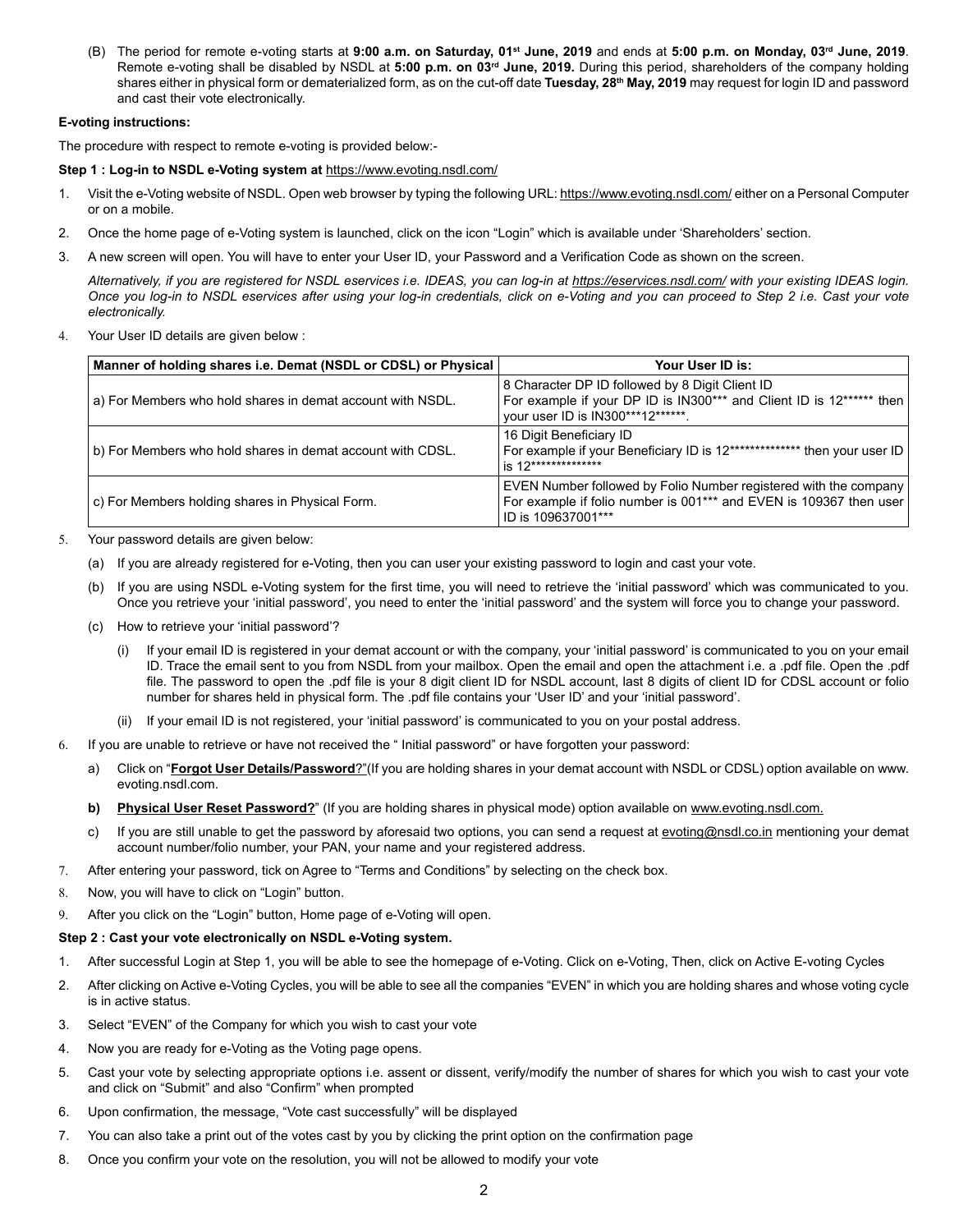(B) The period for remote e-voting starts at **9:00 a.m. on Saturday, 01st June, 2019** and ends at **5:00 p.m. on Monday, 03rd June, 2019**. Remote e-voting shall be disabled by NSDL at **5:00 p.m. on 03rd June, 2019.** During this period, shareholders of the company holding shares either in physical form or dematerialized form, as on the cut-off date **Tuesday, 28th May, 2019** may request for login ID and password and cast their vote electronically.

**E-voting instructions:**

The procedure with respect to remote e-voting is provided below:-

**Step 1 : Log-in to NSDL e-Voting system at** https://www.evoting.nsdl.com/

1. Visit the e-Voting website of NSDL. Open web browser by typing the following URL: https://www.evoting.nsdl.com/ either on a Personal Computer or on a mobile.
2. Once the home page of e-Voting system is launched, click on the icon "Login" which is available under 'Shareholders' section.
3. A new screen will open. You will have to enter your User ID, your Password and a Verification Code as shown on the screen.

   *Alternatively, if you are registered for NSDL eservices i.e. IDEAS, you can log-in at https://eservices.nsdl.com/ with your existing IDEAS login. Once you log-in to NSDL eservices after using your log-in credentials, click on e-Voting and you can proceed to Step 2 i.e. Cast your vote electronically.*

4. Your User ID details are given below :

| Manner of holding shares i.e. Demat (NSDL or CDSL) or Physical | Your User ID is: |
|---|---|
| a) For Members who hold shares in demat account with NSDL. | 8 Character DP ID followed by 8 Digit Client ID<br>For example if your DP ID is IN300*** and Client ID is 12****** then your user ID is IN300***12******. |
| b) For Members who hold shares in demat account with CDSL. | 16 Digit Beneficiary ID<br>For example if your Beneficiary ID is 12************** then your user ID is 12************** |
| c) For Members holding shares in Physical Form. | EVEN Number followed by Folio Number registered with the company<br>For example if folio number is 001*** and EVEN is 109367 then user ID is 109637001*** |

5. Your password details are given below:
   (a) If you are already registered for e-Voting, then you can user your existing password to login and cast your vote.
   (b) If you are using NSDL e-Voting system for the first time, you will need to retrieve the 'initial password' which was communicated to you. Once you retrieve your 'initial password', you need to enter the 'initial password' and the system will force you to change your password.
   (c) How to retrieve your 'initial password'?
      (i) If your email ID is registered in your demat account or with the company, your 'initial password' is communicated to you on your email ID. Trace the email sent to you from NSDL from your mailbox. Open the email and open the attachment i.e. a .pdf file. Open the .pdf file. The password to open the .pdf file is your 8 digit client ID for NSDL account, last 8 digits of client ID for CDSL account or folio number for shares held in physical form. The .pdf file contains your 'User ID' and your 'initial password'.
      (ii) If your email ID is not registered, your 'initial password' is communicated to you on your postal address.
6. If you are unable to retrieve or have not received the " Initial password" or have forgotten your password:
   a) Click on "**Forgot User Details/Password**?"(If you are holding shares in your demat account with NSDL or CDSL) option available on www.evoting.nsdl.com.
   **b) Physical User Reset Password?**" (If you are holding shares in physical mode) option available on www.evoting.nsdl.com.
   c) If you are still unable to get the password by aforesaid two options, you can send a request at evoting@nsdl.co.in mentioning your demat account number/folio number, your PAN, your name and your registered address.
7. After entering your password, tick on Agree to "Terms and Conditions" by selecting on the check box.
8. Now, you will have to click on "Login" button.
9. After you click on the "Login" button, Home page of e-Voting will open.

**Step 2 : Cast your vote electronically on NSDL e-Voting system.**

1. After successful Login at Step 1, you will be able to see the homepage of e-Voting. Click on e-Voting, Then, click on Active E-voting Cycles
2. After clicking on Active e-Voting Cycles, you will be able to see all the companies "EVEN" in which you are holding shares and whose voting cycle is in active status.
3. Select "EVEN" of the Company for which you wish to cast your vote
4. Now you are ready for e-Voting as the Voting page opens.
5. Cast your vote by selecting appropriate options i.e. assent or dissent, verify/modify the number of shares for which you wish to cast your vote and click on "Submit" and also "Confirm" when prompted
6. Upon confirmation, the message, "Vote cast successfully" will be displayed
7. You can also take a print out of the votes cast by you by clicking the print option on the confirmation page
8. Once you confirm your vote on the resolution, you will not be allowed to modify your vote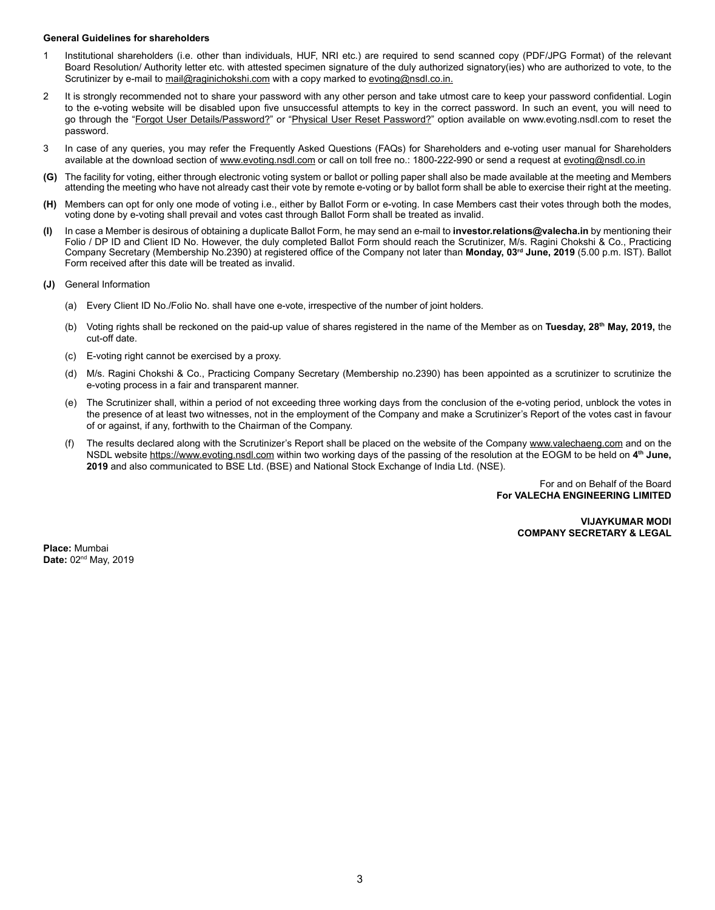**General Guidelines for shareholders**

1. Institutional shareholders (i.e. other than individuals, HUF, NRI etc.) are required to send scanned copy (PDF/JPG Format) of the relevant Board Resolution/ Authority letter etc. with attested specimen signature of the duly authorized signatory(ies) who are authorized to vote, to the Scrutinizer by e-mail to mail@raginichokshi.com with a copy marked to evoting@nsdl.co.in.

2. It is strongly recommended not to share your password with any other person and take utmost care to keep your password confidential. Login to the e-voting website will be disabled upon five unsuccessful attempts to key in the correct password. In such an event, you will need to go through the "Forgot User Details/Password?" or "Physical User Reset Password?" option available on www.evoting.nsdl.com to reset the password.

3. In case of any queries, you may refer the Frequently Asked Questions (FAQs) for Shareholders and e-voting user manual for Shareholders available at the download section of www.evoting.nsdl.com or call on toll free no.: 1800-222-990 or send a request at evoting@nsdl.co.in

**(G)** The facility for voting, either through electronic voting system or ballot or polling paper shall also be made available at the meeting and Members attending the meeting who have not already cast their vote by remote e-voting or by ballot form shall be able to exercise their right at the meeting.

**(H)** Members can opt for only one mode of voting i.e., either by Ballot Form or e-voting. In case Members cast their votes through both the modes, voting done by e-voting shall prevail and votes cast through Ballot Form shall be treated as invalid.

**(I)** In case a Member is desirous of obtaining a duplicate Ballot Form, he may send an e-mail to **investor.relations@valecha.in** by mentioning their Folio / DP ID and Client ID No. However, the duly completed Ballot Form should reach the Scrutinizer, M/s. Ragini Chokshi & Co., Practicing Company Secretary (Membership No.2390) at registered office of the Company not later than **Monday, 03rd June, 2019** (5.00 p.m. IST). Ballot Form received after this date will be treated as invalid.

**(J)** General Information

(a) Every Client ID No./Folio No. shall have one e-vote, irrespective of the number of joint holders.

(b) Voting rights shall be reckoned on the paid-up value of shares registered in the name of the Member as on **Tuesday, 28th May, 2019,** the cut-off date.

(c) E-voting right cannot be exercised by a proxy.

(d) M/s. Ragini Chokshi & Co., Practicing Company Secretary (Membership no.2390) has been appointed as a scrutinizer to scrutinize the e-voting process in a fair and transparent manner.

(e) The Scrutinizer shall, within a period of not exceeding three working days from the conclusion of the e-voting period, unblock the votes in the presence of at least two witnesses, not in the employment of the Company and make a Scrutinizer's Report of the votes cast in favour of or against, if any, forthwith to the Chairman of the Company.

(f) The results declared along with the Scrutinizer's Report shall be placed on the website of the Company www.valechaeng.com and on the NSDL website https://www.evoting.nsdl.com within two working days of the passing of the resolution at the EOGM to be held on **4th June, 2019** and also communicated to BSE Ltd. (BSE) and National Stock Exchange of India Ltd. (NSE).

For and on Behalf of the Board
**For VALECHA ENGINEERING LIMITED**

**VIJAYKUMAR MODI**
**COMPANY SECRETARY & LEGAL**

**Place:** Mumbai
**Date:** 02nd May, 2019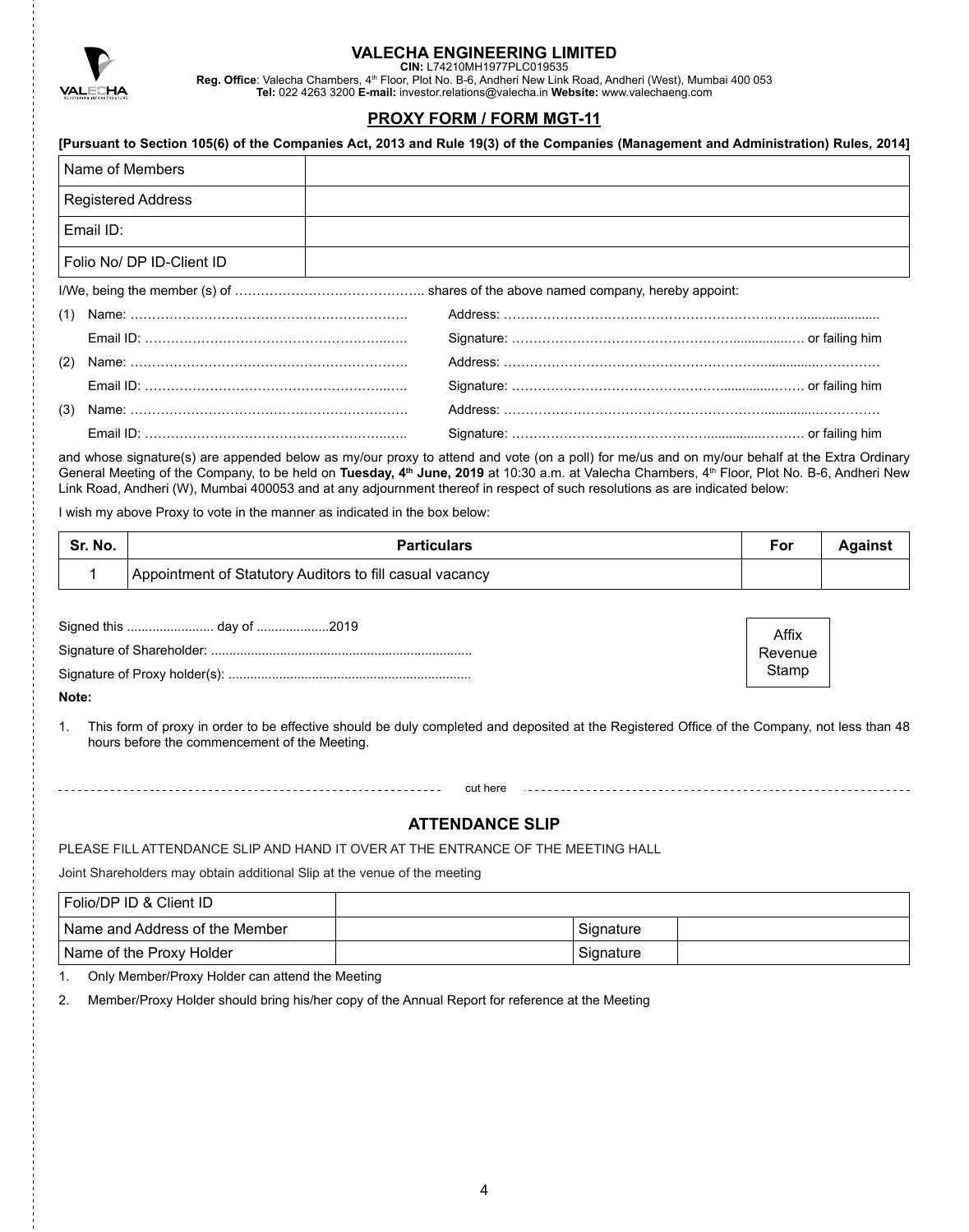# VALECHA ENGINEERING LIMITED

**CIN:** L74210MH1977PLC019535

**Reg. Office**: Valecha Chambers, 4th Floor, Plot No. B-6, Andheri New Link Road, Andheri (West), Mumbai 400 053

**Tel:** 022 4263 3200 **E-mail:** investor.relations@valecha.in **Website:** www.valechaeng.com

## PROXY FORM / FORM MGT-11

**[Pursuant to Section 105(6) of the Companies Act, 2013 and Rule 19(3) of the Companies (Management and Administration) Rules, 2014]**

| Name of Members | |
|---|---|
| Registered Address | |
| Email ID: | |
| Folio No/ DP ID-Client ID | |

I/We, being the member (s) of …………………………………….. shares of the above named company, hereby appoint:

(1) Name: …………………………………………………………. Address: …………………………………………………………………......................

Email ID: ……………………………………………….…….. Signature: …………………………………………….................… or failing him

(2) Name: …………………………………………………………. Address: …………………………………………………………...........……………

Email ID: ……………………………………………….…….. Signature: …………………………………………….............…… or failing him

(3) Name: …………………………………………………………. Address: …………………………………………………………...........……………

Email ID: ……………………………………………….…….. Signature: ……………………………………….............………. or failing him

and whose signature(s) are appended below as my/our proxy to attend and vote (on a poll) for me/us and on my/our behalf at the Extra Ordinary General Meeting of the Company, to be held on **Tuesday, 4th June, 2019** at 10:30 a.m. at Valecha Chambers, 4th Floor, Plot No. B-6, Andheri New Link Road, Andheri (W), Mumbai 400053 and at any adjournment thereof in respect of such resolutions as are indicated below:

I wish my above Proxy to vote in the manner as indicated in the box below:

| Sr. No. | Particulars | For | Against |
|---|---|---|---|
| 1 | Appointment of Statutory Auditors to fill casual vacancy | | |

Signed this ........................ day of ....................2019

Signature of Shareholder: .......................................................................

Signature of Proxy holder(s): ..................................................................

Affix Revenue Stamp

**Note:**

1. This form of proxy in order to be effective should be duly completed and deposited at the Registered Office of the Company, not less than 48 hours before the commencement of the Meeting.

cut here

## ATTENDANCE SLIP

PLEASE FILL ATTENDANCE SLIP AND HAND IT OVER AT THE ENTRANCE OF THE MEETING HALL

Joint Shareholders may obtain additional Slip at the venue of the meeting

| Folio/DP ID & Client ID | | | |
|---|---|---|---|
| Name and Address of the Member | | Signature | |
| Name of the Proxy Holder | | Signature | |

1. Only Member/Proxy Holder can attend the Meeting
2. Member/Proxy Holder should bring his/her copy of the Annual Report for reference at the Meeting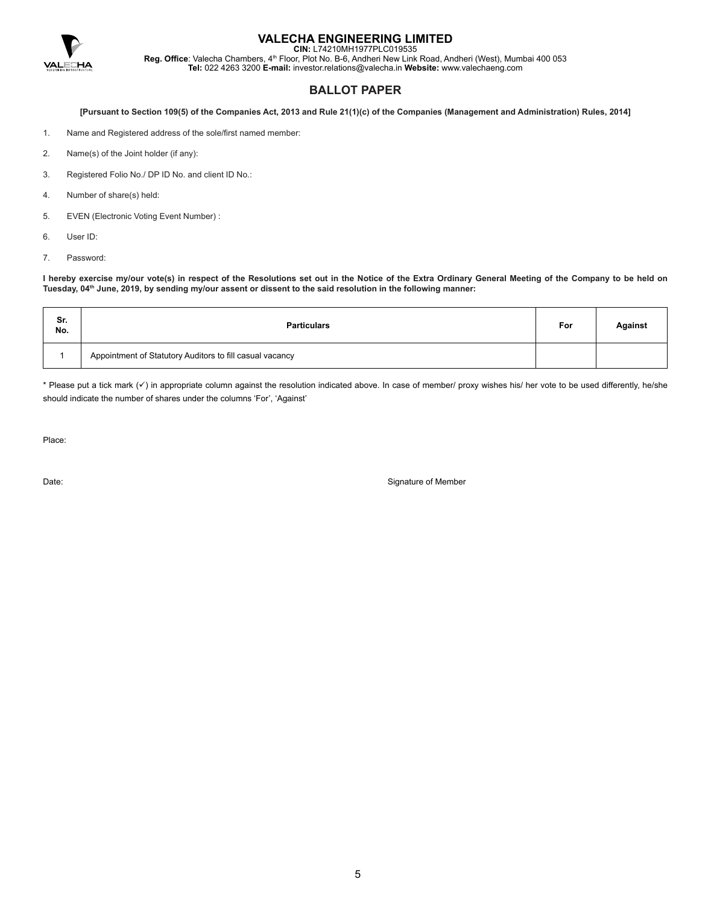# VALECHA ENGINEERING LIMITED

**CIN:** L74210MH1977PLC019535

**Reg. Office**: Valecha Chambers, 4th Floor, Plot No. B-6, Andheri New Link Road, Andheri (West), Mumbai 400 053

**Tel:** 022 4263 3200 **E-mail:** investor.relations@valecha.in **Website:** www.valechaeng.com

## BALLOT PAPER

**[Pursuant to Section 109(5) of the Companies Act, 2013 and Rule 21(1)(c) of the Companies (Management and Administration) Rules, 2014]**

1. Name and Registered address of the sole/first named member:
2. Name(s) of the Joint holder (if any):
3. Registered Folio No./ DP ID No. and client ID No.:
4. Number of share(s) held:
5. EVEN (Electronic Voting Event Number) :
6. User ID:
7. Password:

**I hereby exercise my/our vote(s) in respect of the Resolutions set out in the Notice of the Extra Ordinary General Meeting of the Company to be held on Tuesday, 04th June, 2019, by sending my/our assent or dissent to the said resolution in the following manner:**

| Sr. No. | Particulars | For | Against |
|---|---|---|---|
| 1 | Appointment of Statutory Auditors to fill casual vacancy | | |

* Please put a tick mark (✓) in appropriate column against the resolution indicated above. In case of member/ proxy wishes his/ her vote to be used differently, he/she should indicate the number of shares under the columns 'For', 'Against'

Place:

Date: Signature of Member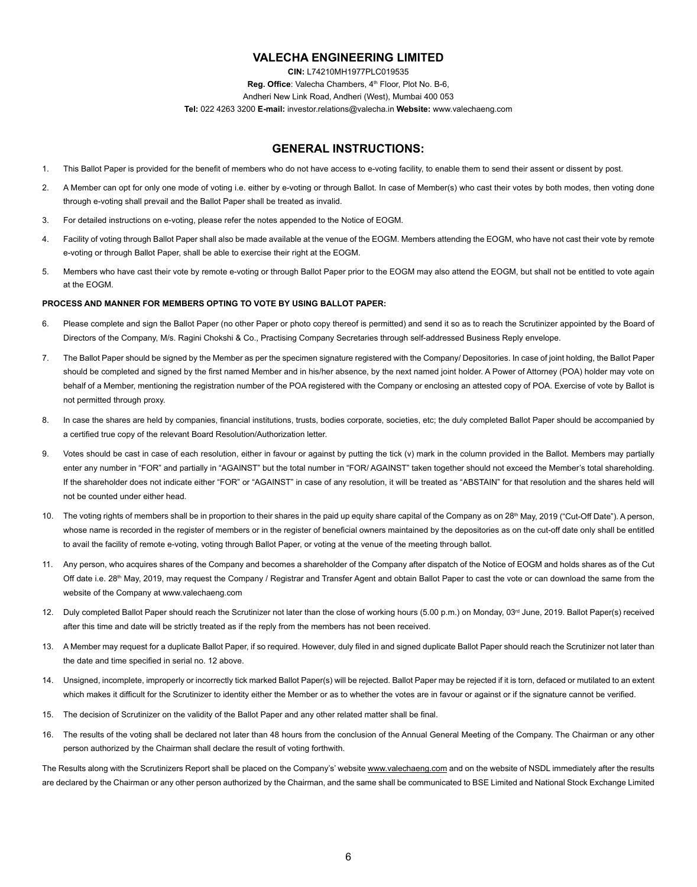# VALECHA ENGINEERING LIMITED

**CIN:** L74210MH1977PLC019535
**Reg. Office**: Valecha Chambers, 4th Floor, Plot No. B-6,
Andheri New Link Road, Andheri (West), Mumbai 400 053
**Tel:** 022 4263 3200 **E-mail:** investor.relations@valecha.in **Website:** www.valechaeng.com

## GENERAL INSTRUCTIONS:

1. This Ballot Paper is provided for the benefit of members who do not have access to e-voting facility, to enable them to send their assent or dissent by post.
2. A Member can opt for only one mode of voting i.e. either by e-voting or through Ballot. In case of Member(s) who cast their votes by both modes, then voting done through e-voting shall prevail and the Ballot Paper shall be treated as invalid.
3. For detailed instructions on e-voting, please refer the notes appended to the Notice of EOGM.
4. Facility of voting through Ballot Paper shall also be made available at the venue of the EOGM. Members attending the EOGM, who have not cast their vote by remote e-voting or through Ballot Paper, shall be able to exercise their right at the EOGM.
5. Members who have cast their vote by remote e-voting or through Ballot Paper prior to the EOGM may also attend the EOGM, but shall not be entitled to vote again at the EOGM.

**PROCESS AND MANNER FOR MEMBERS OPTING TO VOTE BY USING BALLOT PAPER:**

6. Please complete and sign the Ballot Paper (no other Paper or photo copy thereof is permitted) and send it so as to reach the Scrutinizer appointed by the Board of Directors of the Company, M/s. Ragini Chokshi & Co., Practising Company Secretaries through self-addressed Business Reply envelope.
7. The Ballot Paper should be signed by the Member as per the specimen signature registered with the Company/ Depositories. In case of joint holding, the Ballot Paper should be completed and signed by the first named Member and in his/her absence, by the next named joint holder. A Power of Attorney (POA) holder may vote on behalf of a Member, mentioning the registration number of the POA registered with the Company or enclosing an attested copy of POA. Exercise of vote by Ballot is not permitted through proxy.
8. In case the shares are held by companies, financial institutions, trusts, bodies corporate, societies, etc; the duly completed Ballot Paper should be accompanied by a certified true copy of the relevant Board Resolution/Authorization letter.
9. Votes should be cast in case of each resolution, either in favour or against by putting the tick (v) mark in the column provided in the Ballot. Members may partially enter any number in "FOR" and partially in "AGAINST" but the total number in "FOR/ AGAINST" taken together should not exceed the Member's total shareholding. If the shareholder does not indicate either "FOR" or "AGAINST" in case of any resolution, it will be treated as "ABSTAIN" for that resolution and the shares held will not be counted under either head.
10. The voting rights of members shall be in proportion to their shares in the paid up equity share capital of the Company as on 28th May, 2019 ("Cut-Off Date"). A person, whose name is recorded in the register of members or in the register of beneficial owners maintained by the depositories as on the cut-off date only shall be entitled to avail the facility of remote e-voting, voting through Ballot Paper, or voting at the venue of the meeting through ballot.
11. Any person, who acquires shares of the Company and becomes a shareholder of the Company after dispatch of the Notice of EOGM and holds shares as of the Cut Off date i.e. 28th May, 2019, may request the Company / Registrar and Transfer Agent and obtain Ballot Paper to cast the vote or can download the same from the website of the Company at www.valechaeng.com
12. Duly completed Ballot Paper should reach the Scrutinizer not later than the close of working hours (5.00 p.m.) on Monday, 03rd June, 2019. Ballot Paper(s) received after this time and date will be strictly treated as if the reply from the members has not been received.
13. A Member may request for a duplicate Ballot Paper, if so required. However, duly filed in and signed duplicate Ballot Paper should reach the Scrutinizer not later than the date and time specified in serial no. 12 above.
14. Unsigned, incomplete, improperly or incorrectly tick marked Ballot Paper(s) will be rejected. Ballot Paper may be rejected if it is torn, defaced or mutilated to an extent which makes it difficult for the Scrutinizer to identity either the Member or as to whether the votes are in favour or against or if the signature cannot be verified.
15. The decision of Scrutinizer on the validity of the Ballot Paper and any other related matter shall be final.
16. The results of the voting shall be declared not later than 48 hours from the conclusion of the Annual General Meeting of the Company. The Chairman or any other person authorized by the Chairman shall declare the result of voting forthwith.

The Results along with the Scrutinizers Report shall be placed on the Company's' website www.valechaeng.com and on the website of NSDL immediately after the results are declared by the Chairman or any other person authorized by the Chairman, and the same shall be communicated to BSE Limited and National Stock Exchange Limited